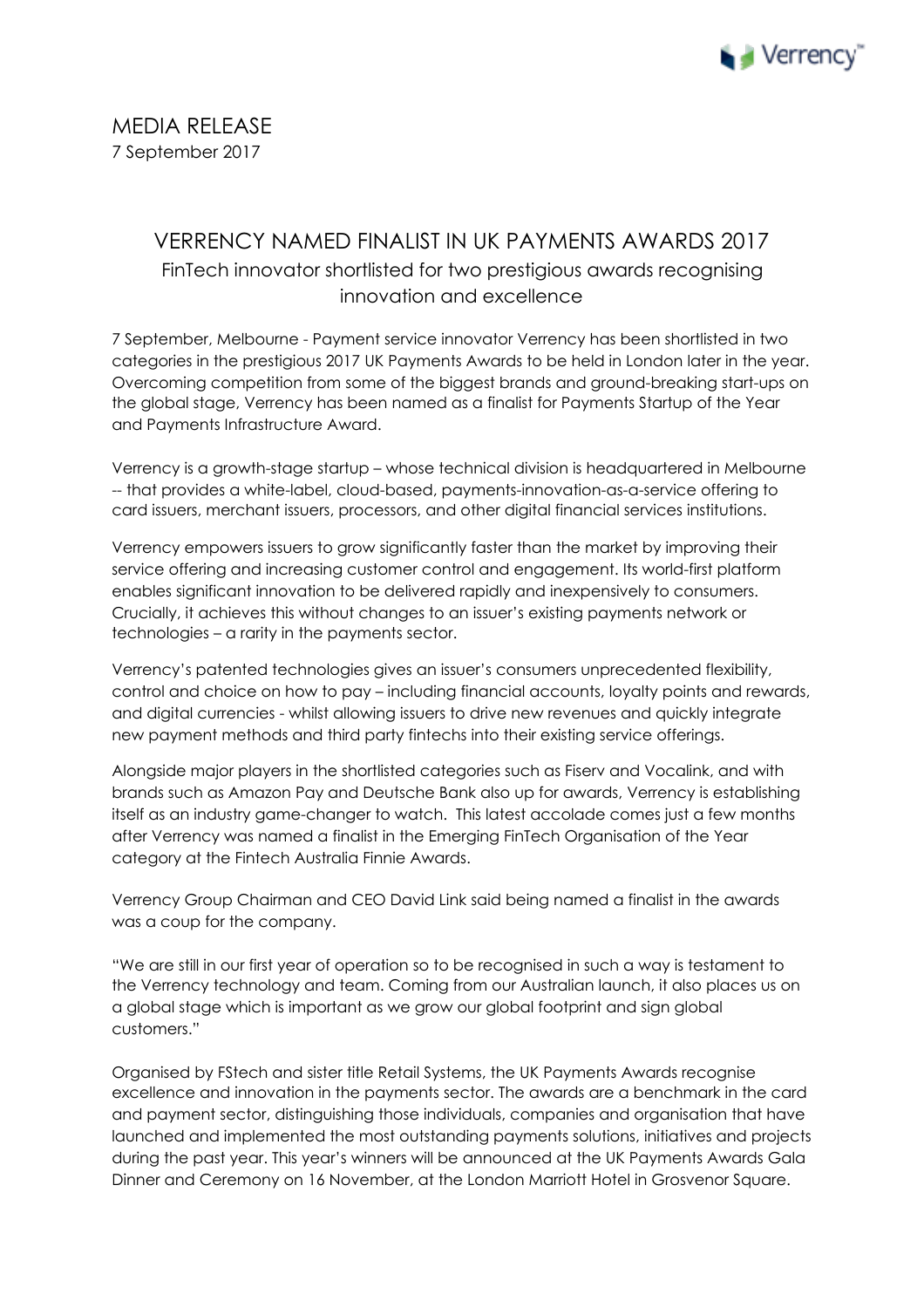MEDIA RELEASE
7 September 2017

# VERRENCY NAMED FINALIST IN UK PAYMENTS AWARDS 2017

## FinTech innovator shortlisted for two prestigious awards recognising innovation and excellence

7 September, Melbourne - Payment service innovator Verrency has been shortlisted in two categories in the prestigious 2017 UK Payments Awards to be held in London later in the year. Overcoming competition from some of the biggest brands and ground-breaking start-ups on the global stage, Verrency has been named as a finalist for Payments Startup of the Year and Payments Infrastructure Award.

Verrency is a growth-stage startup – whose technical division is headquartered in Melbourne -- that provides a white-label, cloud-based, payments-innovation-as-a-service offering to card issuers, merchant issuers, processors, and other digital financial services institutions.

Verrency empowers issuers to grow significantly faster than the market by improving their service offering and increasing customer control and engagement. Its world-first platform enables significant innovation to be delivered rapidly and inexpensively to consumers. Crucially, it achieves this without changes to an issuer's existing payments network or technologies – a rarity in the payments sector.

Verrency's patented technologies gives an issuer's consumers unprecedented flexibility, control and choice on how to pay – including financial accounts, loyalty points and rewards, and digital currencies - whilst allowing issuers to drive new revenues and quickly integrate new payment methods and third party fintechs into their existing service offerings.

Alongside major players in the shortlisted categories such as Fiserv and Vocalink, and with brands such as Amazon Pay and Deutsche Bank also up for awards, Verrency is establishing itself as an industry game-changer to watch. This latest accolade comes just a few months after Verrency was named a finalist in the Emerging FinTech Organisation of the Year category at the Fintech Australia Finnie Awards.

Verrency Group Chairman and CEO David Link said being named a finalist in the awards was a coup for the company.

"We are still in our first year of operation so to be recognised in such a way is testament to the Verrency technology and team. Coming from our Australian launch, it also places us on a global stage which is important as we grow our global footprint and sign global customers."

Organised by FStech and sister title Retail Systems, the UK Payments Awards recognise excellence and innovation in the payments sector. The awards are a benchmark in the card and payment sector, distinguishing those individuals, companies and organisation that have launched and implemented the most outstanding payments solutions, initiatives and projects during the past year. This year's winners will be announced at the UK Payments Awards Gala Dinner and Ceremony on 16 November, at the London Marriott Hotel in Grosvenor Square.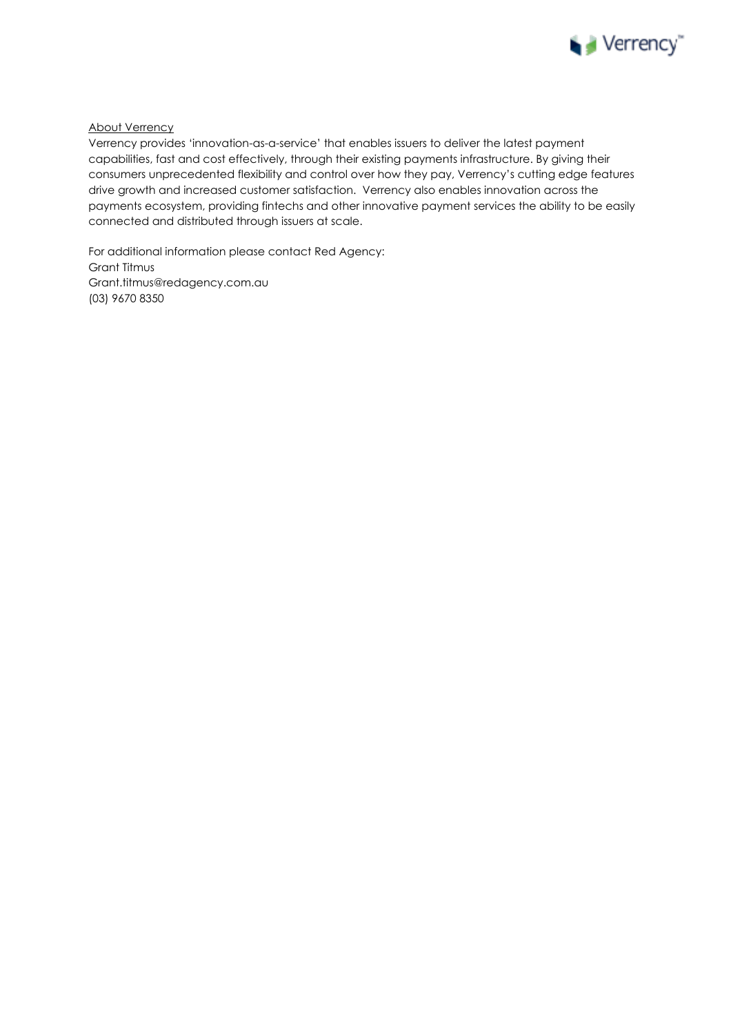About Verrency

Verrency provides 'innovation-as-a-service' that enables issuers to deliver the latest payment capabilities, fast and cost effectively, through their existing payments infrastructure. By giving their consumers unprecedented flexibility and control over how they pay, Verrency's cutting edge features drive growth and increased customer satisfaction. Verrency also enables innovation across the payments ecosystem, providing fintechs and other innovative payment services the ability to be easily connected and distributed through issuers at scale.

For additional information please contact Red Agency:
Grant Titmus
Grant.titmus@redagency.com.au
(03) 9670 8350